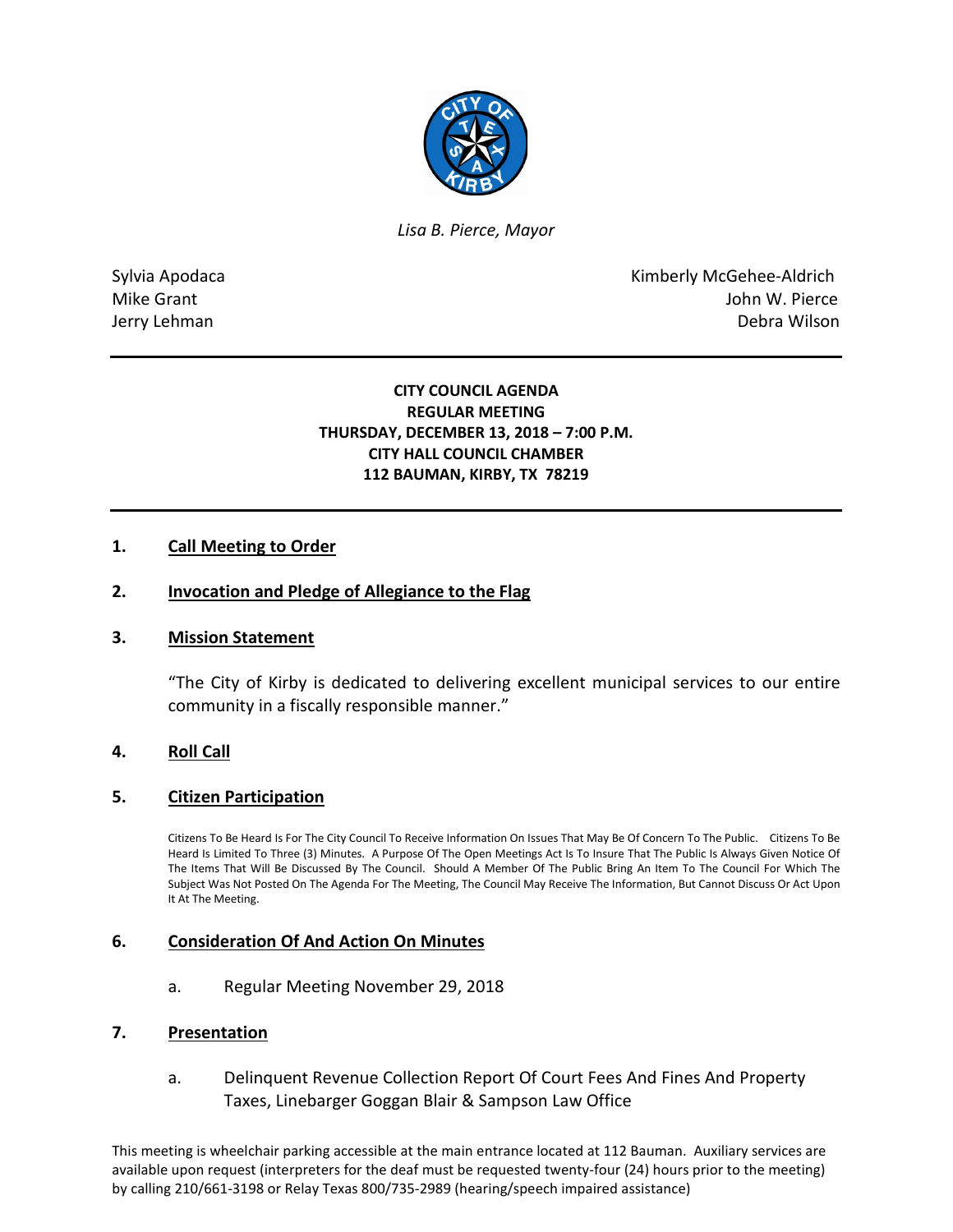*Lisa B. Pierce, Mayor*

Sylvia Apodaca
Mike Grant
Jerry Lehman

Kimberly McGehee-Aldrich
John W. Pierce
Debra Wilson

**CITY COUNCIL AGENDA**
**REGULAR MEETING**
**THURSDAY, DECEMBER 13, 2018 – 7:00 P.M.**
**CITY HALL COUNCIL CHAMBER**
**112 BAUMAN, KIRBY, TX 78219**

## 1. Call Meeting to Order

## 2. Invocation and Pledge of Allegiance to the Flag

## 3. Mission Statement

"The City of Kirby is dedicated to delivering excellent municipal services to our entire community in a fiscally responsible manner."

## 4. Roll Call

## 5. Citizen Participation

Citizens To Be Heard Is For The City Council To Receive Information On Issues That May Be Of Concern To The Public. Citizens To Be Heard Is Limited To Three (3) Minutes. A Purpose Of The Open Meetings Act Is To Insure That The Public Is Always Given Notice Of The Items That Will Be Discussed By The Council. Should A Member Of The Public Bring An Item To The Council For Which The Subject Was Not Posted On The Agenda For The Meeting, The Council May Receive The Information, But Cannot Discuss Or Act Upon It At The Meeting.

## 6. Consideration Of And Action On Minutes

a. Regular Meeting November 29, 2018

## 7. Presentation

a. Delinquent Revenue Collection Report Of Court Fees And Fines And Property Taxes, Linebarger Goggan Blair & Sampson Law Office

This meeting is wheelchair parking accessible at the main entrance located at 112 Bauman. Auxiliary services are available upon request (interpreters for the deaf must be requested twenty-four (24) hours prior to the meeting) by calling 210/661-3198 or Relay Texas 800/735-2989 (hearing/speech impaired assistance)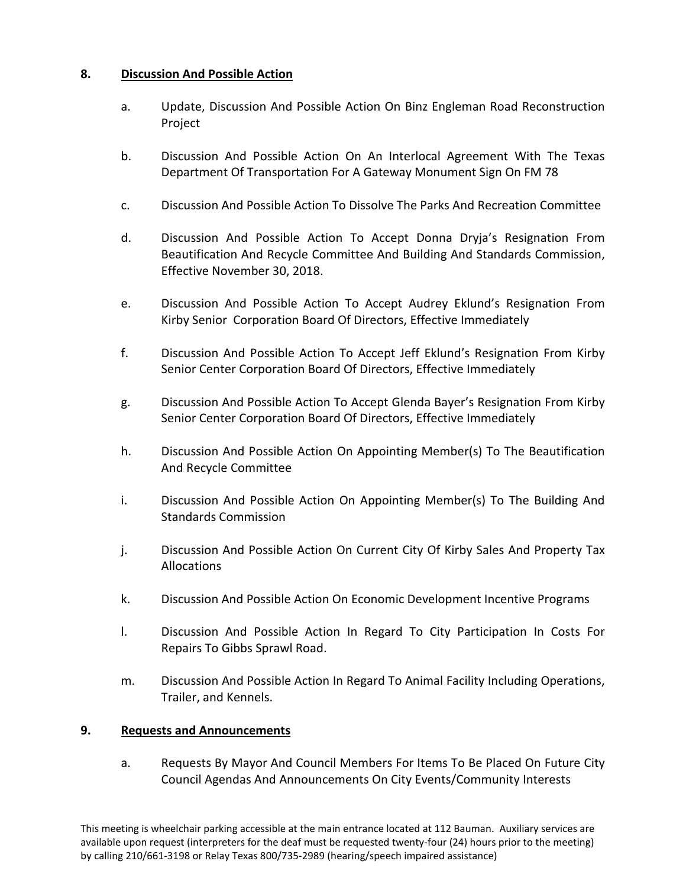## 8. Discussion And Possible Action

a. Update, Discussion And Possible Action On Binz Engleman Road Reconstruction Project

b. Discussion And Possible Action On An Interlocal Agreement With The Texas Department Of Transportation For A Gateway Monument Sign On FM 78

c. Discussion And Possible Action To Dissolve The Parks And Recreation Committee

d. Discussion And Possible Action To Accept Donna Dryja's Resignation From Beautification And Recycle Committee And Building And Standards Commission, Effective November 30, 2018.

e. Discussion And Possible Action To Accept Audrey Eklund's Resignation From Kirby Senior Corporation Board Of Directors, Effective Immediately

f. Discussion And Possible Action To Accept Jeff Eklund's Resignation From Kirby Senior Center Corporation Board Of Directors, Effective Immediately

g. Discussion And Possible Action To Accept Glenda Bayer's Resignation From Kirby Senior Center Corporation Board Of Directors, Effective Immediately

h. Discussion And Possible Action On Appointing Member(s) To The Beautification And Recycle Committee

i. Discussion And Possible Action On Appointing Member(s) To The Building And Standards Commission

j. Discussion And Possible Action On Current City Of Kirby Sales And Property Tax Allocations

k. Discussion And Possible Action On Economic Development Incentive Programs

l. Discussion And Possible Action In Regard To City Participation In Costs For Repairs To Gibbs Sprawl Road.

m. Discussion And Possible Action In Regard To Animal Facility Including Operations, Trailer, and Kennels.

## 9. Requests and Announcements

a. Requests By Mayor And Council Members For Items To Be Placed On Future City Council Agendas And Announcements On City Events/Community Interests

This meeting is wheelchair parking accessible at the main entrance located at 112 Bauman. Auxiliary services are available upon request (interpreters for the deaf must be requested twenty-four (24) hours prior to the meeting) by calling 210/661-3198 or Relay Texas 800/735-2989 (hearing/speech impaired assistance)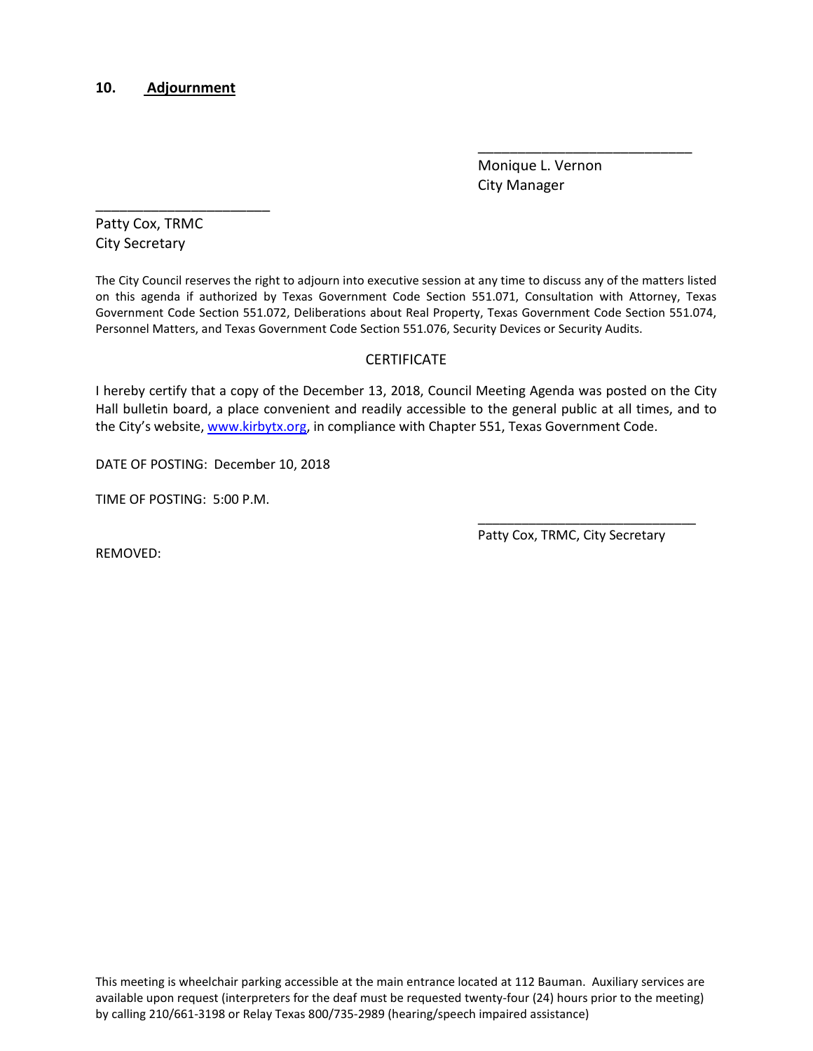**10. Adjournment**

\_\_\_\_\_\_\_\_\_\_\_\_\_\_\_\_\_\_\_\_\_\_\_\_\_\_\_\_

Monique L. Vernon
City Manager

\_\_\_\_\_\_\_\_\_\_\_\_\_\_\_\_\_\_\_\_\_\_\_\_

Patty Cox, TRMC
City Secretary

The City Council reserves the right to adjourn into executive session at any time to discuss any of the matters listed on this agenda if authorized by Texas Government Code Section 551.071, Consultation with Attorney, Texas Government Code Section 551.072, Deliberations about Real Property, Texas Government Code Section 551.074, Personnel Matters, and Texas Government Code Section 551.076, Security Devices or Security Audits.

CERTIFICATE

I hereby certify that a copy of the December 13, 2018, Council Meeting Agenda was posted on the City Hall bulletin board, a place convenient and readily accessible to the general public at all times, and to the City's website, [www.kirbytx.org](http://www.kirbytx.org), in compliance with Chapter 551, Texas Government Code.

DATE OF POSTING: December 10, 2018

TIME OF POSTING: 5:00 P.M.

\_\_\_\_\_\_\_\_\_\_\_\_\_\_\_\_\_\_\_\_\_\_\_\_\_\_\_\_\_\_

Patty Cox, TRMC, City Secretary

REMOVED:

This meeting is wheelchair parking accessible at the main entrance located at 112 Bauman. Auxiliary services are available upon request (interpreters for the deaf must be requested twenty-four (24) hours prior to the meeting) by calling 210/661-3198 or Relay Texas 800/735-2989 (hearing/speech impaired assistance)